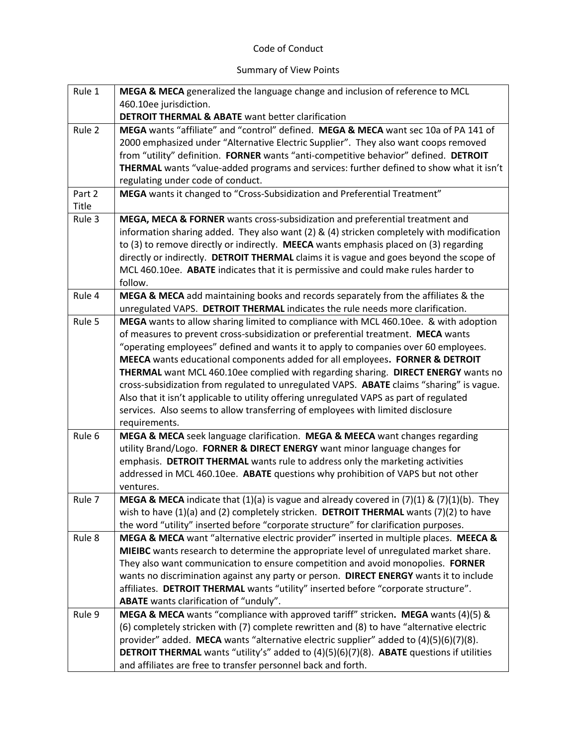# Code of Conduct

## Summary of View Points

| | |
|---|---|
| Rule 1 | **MEGA & MECA** generalized the language change and inclusion of reference to MCL 460.10ee jurisdiction. **DETROIT THERMAL & ABATE** want better clarification |
| Rule 2 | **MEGA** wants "affiliate" and "control" defined. **MEGA & MECA** want sec 10a of PA 141 of 2000 emphasized under "Alternative Electric Supplier". They also want coops removed from "utility" definition. **FORNER** wants "anti-competitive behavior" defined. **DETROIT THERMAL** wants "value-added programs and services: further defined to show what it isn't regulating under code of conduct. |
| Part 2 Title | **MEGA** wants it changed to "Cross-Subsidization and Preferential Treatment" |
| Rule 3 | **MEGA, MECA & FORNER** wants cross-subsidization and preferential treatment and information sharing added. They also want (2) & (4) stricken completely with modification to (3) to remove directly or indirectly. **MEECA** wants emphasis placed on (3) regarding directly or indirectly. **DETROIT THERMAL** claims it is vague and goes beyond the scope of MCL 460.10ee. **ABATE** indicates that it is permissive and could make rules harder to follow. |
| Rule 4 | **MEGA & MECA** add maintaining books and records separately from the affiliates & the unregulated VAPS. **DETROIT THERMAL** indicates the rule needs more clarification. |
| Rule 5 | **MEGA** wants to allow sharing limited to compliance with MCL 460.10ee. & with adoption of measures to prevent cross-subsidization or preferential treatment. **MECA** wants "operating employees" defined and wants it to apply to companies over 60 employees. **MEECA** wants educational components added for all employees**. FORNER & DETROIT THERMAL** want MCL 460.10ee complied with regarding sharing. **DIRECT ENERGY** wants no cross-subsidization from regulated to unregulated VAPS. **ABATE** claims "sharing" is vague. Also that it isn't applicable to utility offering unregulated VAPS as part of regulated services. Also seems to allow transferring of employees with limited disclosure requirements. |
| Rule 6 | **MEGA & MECA** seek language clarification. **MEGA & MEECA** want changes regarding utility Brand/Logo. **FORNER & DIRECT ENERGY** want minor language changes for emphasis. **DETROIT THERMAL** wants rule to address only the marketing activities addressed in MCL 460.10ee. **ABATE** questions why prohibition of VAPS but not other ventures. |
| Rule 7 | **MEGA & MECA** indicate that (1)(a) is vague and already covered in (7)(1) & (7)(1)(b). They wish to have (1)(a) and (2) completely stricken. **DETROIT THERMAL** wants (7)(2) to have the word "utility" inserted before "corporate structure" for clarification purposes. |
| Rule 8 | **MEGA & MECA** want "alternative electric provider" inserted in multiple places. **MEECA & MIEIBC** wants research to determine the appropriate level of unregulated market share. They also want communication to ensure competition and avoid monopolies. **FORNER** wants no discrimination against any party or person. **DIRECT ENERGY** wants it to include affiliates. **DETROIT THERMAL** wants "utility" inserted before "corporate structure". **ABATE** wants clarification of "unduly". |
| Rule 9 | **MEGA & MECA** wants "compliance with approved tariff" stricken**. MEGA** wants (4)(5) & (6) completely stricken with (7) complete rewritten and (8) to have "alternative electric provider" added. **MECA** wants "alternative electric supplier" added to (4)(5)(6)(7)(8). **DETROIT THERMAL** wants "utility's" added to (4)(5)(6)(7)(8). **ABATE** questions if utilities and affiliates are free to transfer personnel back and forth. |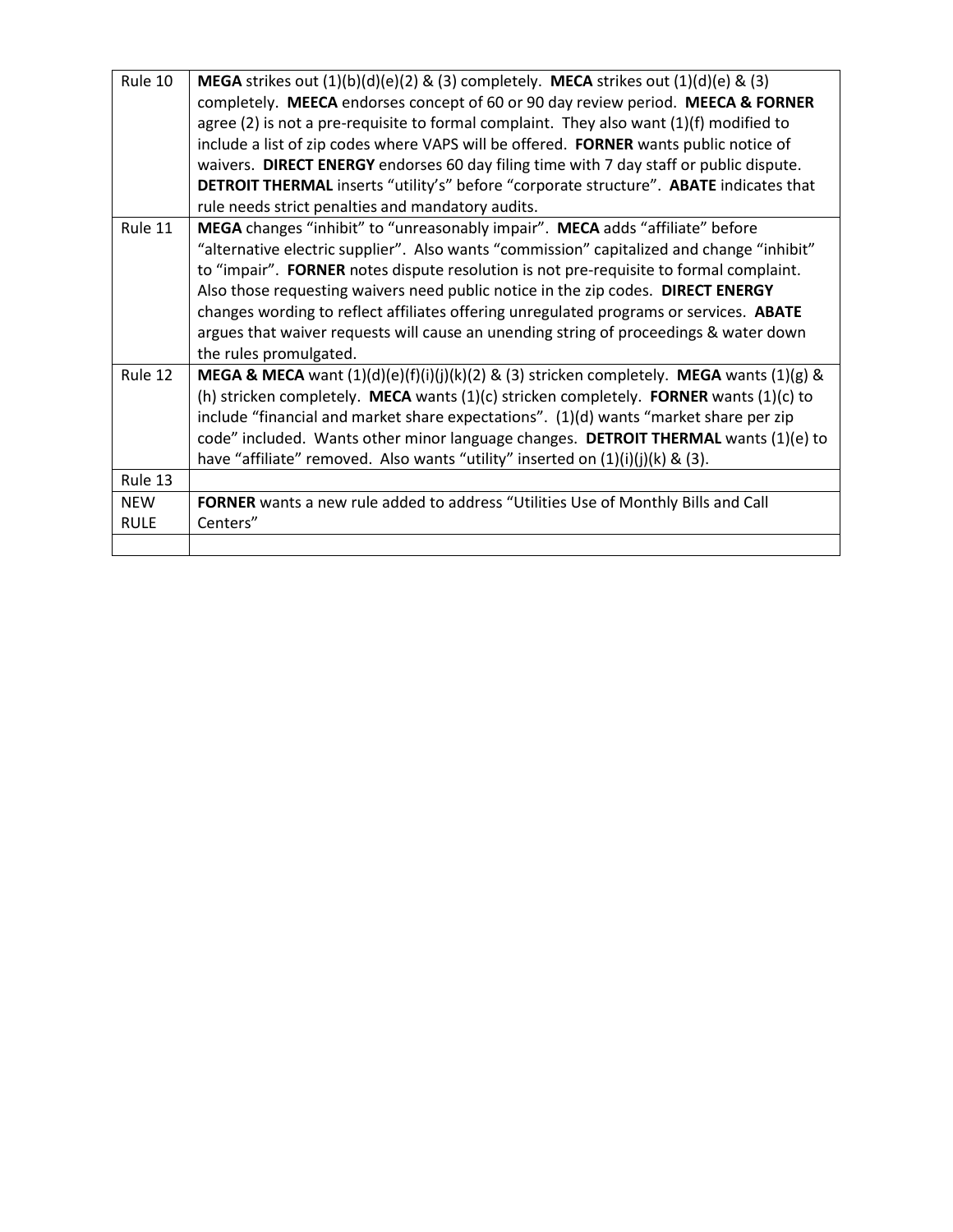| | |
|---|---|
| Rule 10 | **MEGA** strikes out (1)(b)(d)(e)(2) & (3) completely. **MECA** strikes out (1)(d)(e) & (3) completely. **MEECA** endorses concept of 60 or 90 day review period. **MEECA & FORNER** agree (2) is not a pre-requisite to formal complaint. They also want (1)(f) modified to include a list of zip codes where VAPS will be offered. **FORNER** wants public notice of waivers. **DIRECT ENERGY** endorses 60 day filing time with 7 day staff or public dispute. **DETROIT THERMAL** inserts "utility's" before "corporate structure". **ABATE** indicates that rule needs strict penalties and mandatory audits. |
| Rule 11 | **MEGA** changes "inhibit" to "unreasonably impair". **MECA** adds "affiliate" before "alternative electric supplier". Also wants "commission" capitalized and change "inhibit" to "impair". **FORNER** notes dispute resolution is not pre-requisite to formal complaint. Also those requesting waivers need public notice in the zip codes. **DIRECT ENERGY** changes wording to reflect affiliates offering unregulated programs or services. **ABATE** argues that waiver requests will cause an unending string of proceedings & water down the rules promulgated. |
| Rule 12 | **MEGA & MECA** want (1)(d)(e)(f)(i)(j)(k)(2) & (3) stricken completely. **MEGA** wants (1)(g) & (h) stricken completely. **MECA** wants (1)(c) stricken completely. **FORNER** wants (1)(c) to include "financial and market share expectations". (1)(d) wants "market share per zip code" included. Wants other minor language changes. **DETROIT THERMAL** wants (1)(e) to have "affiliate" removed. Also wants "utility" inserted on (1)(i)(j)(k) & (3). |
| Rule 13 | |
| NEW RULE | **FORNER** wants a new rule added to address "Utilities Use of Monthly Bills and Call Centers" |
| | |